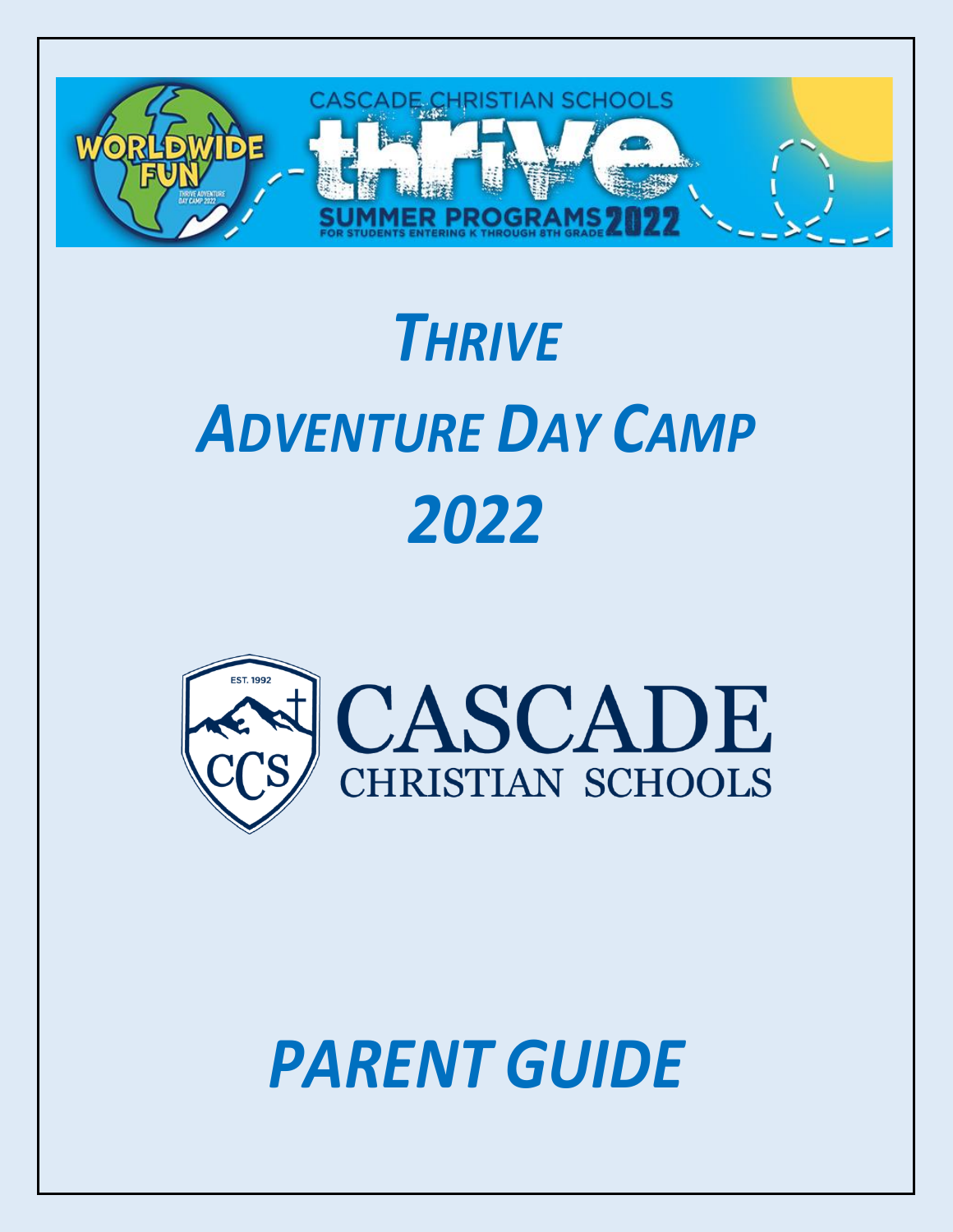CASCADE CHRISTIAN SCHOOLS

WORLDWIDE FUN

THRIVE ADVENTURE DAY CAMP 2022

thrive

SUMMER PROGRAMS 2022

FOR STUDENTS ENTERING K THROUGH 8TH GRADE

# *THRIVE*

# *ADVENTURE DAY CAMP*

# *2022*

EST. 1992

CCS

CASCADE

CHRISTIAN SCHOOLS

# *PARENT GUIDE*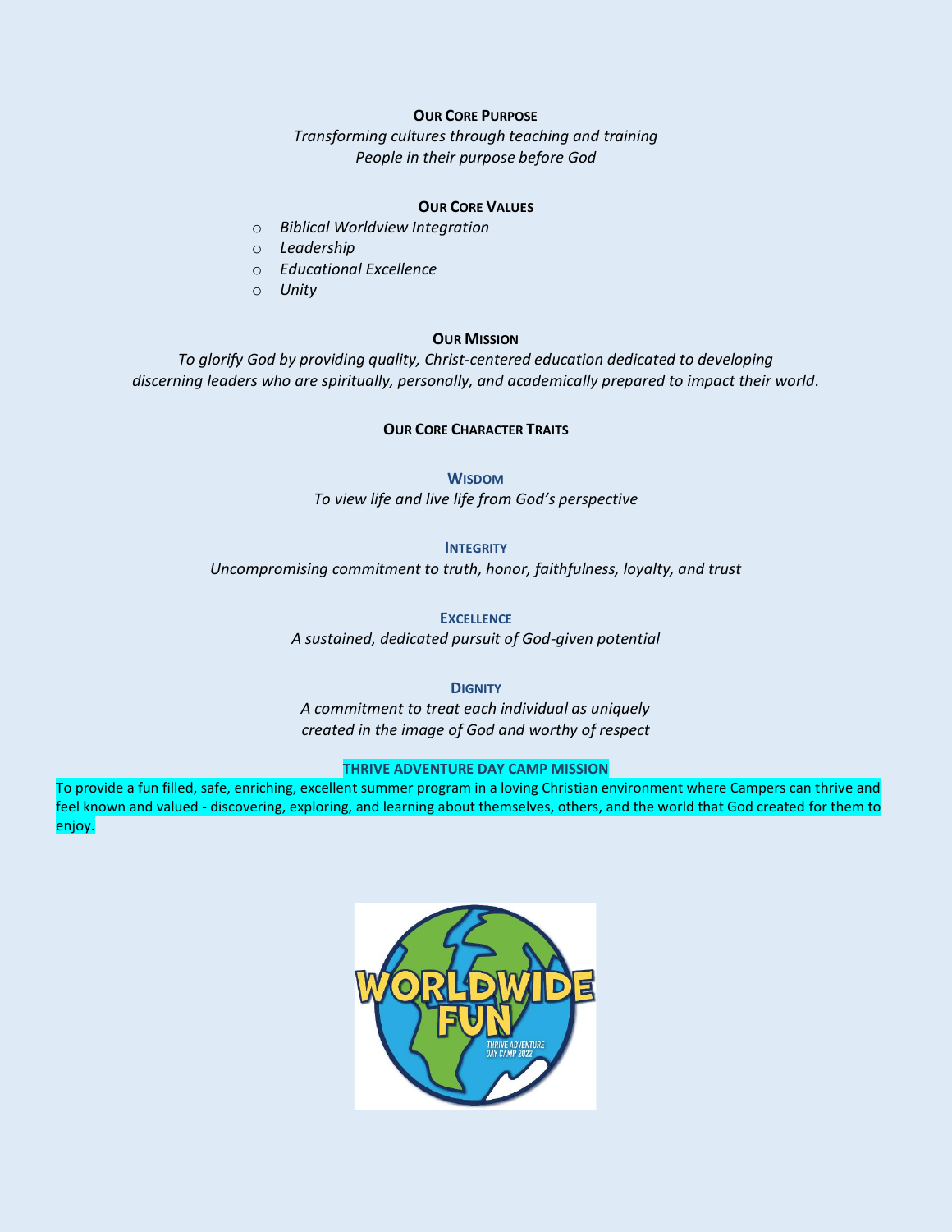## OUR CORE PURPOSE

*Transforming cultures through teaching and training*
*People in their purpose before God*

## OUR CORE VALUES

- *Biblical Worldview Integration*
- *Leadership*
- *Educational Excellence*
- *Unity*

## OUR MISSION

*To glorify God by providing quality, Christ-centered education dedicated to developing discerning leaders who are spiritually, personally, and academically prepared to impact their world.*

## OUR CORE CHARACTER TRAITS

### WISDOM

*To view life and live life from God's perspective*

### INTEGRITY

*Uncompromising commitment to truth, honor, faithfulness, loyalty, and trust*

### EXCELLENCE

*A sustained, dedicated pursuit of God-given potential*

### DIGNITY

*A commitment to treat each individual as uniquely created in the image of God and worthy of respect*

## THRIVE ADVENTURE DAY CAMP MISSION

To provide a fun filled, safe, enriching, excellent summer program in a loving Christian environment where Campers can thrive and feel known and valued - discovering, exploring, and learning about themselves, others, and the world that God created for them to enjoy.

WORLDWIDE FUN
THRIVE ADVENTURE DAY CAMP 2022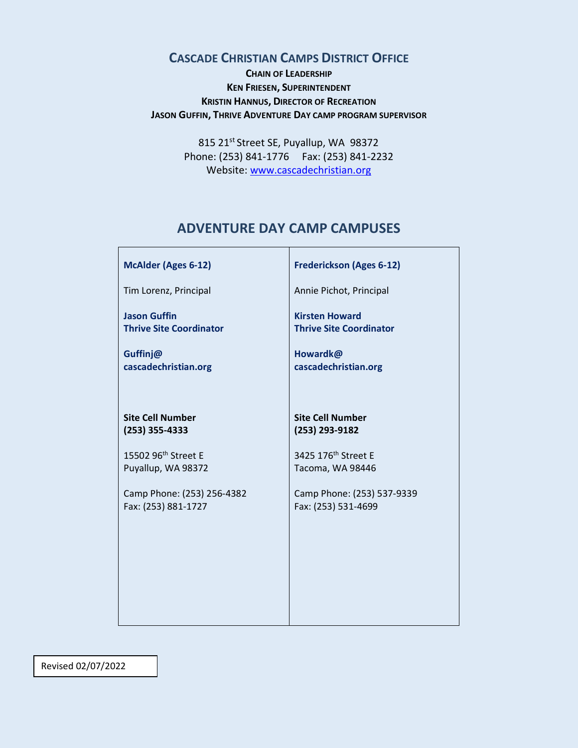# CASCADE CHRISTIAN CAMPS DISTRICT OFFICE

**CHAIN OF LEADERSHIP**

**KEN FRIESEN, SUPERINTENDENT**

**KRISTIN HANNUS, DIRECTOR OF RECREATION**

**JASON GUFFIN, THRIVE ADVENTURE DAY CAMP PROGRAM SUPERVISOR**

815 21st Street SE, Puyallup, WA 98372
Phone: (253) 841-1776 Fax: (253) 841-2232
Website: www.cascadechristian.org

## ADVENTURE DAY CAMP CAMPUSES

| McAlder (Ages 6-12) | Frederickson (Ages 6-12) |
|---|---|
| Tim Lorenz, Principal | Annie Pichot, Principal |
| **Jason Guffin**<br>**Thrive Site Coordinator** | **Kirsten Howard**<br>**Thrive Site Coordinator** |
| **Guffinj@ cascadechristian.org** | **Howardk@ cascadechristian.org** |
| **Site Cell Number**<br>**(253) 355-4333** | **Site Cell Number**<br>**(253) 293-9182** |
| 15502 96th Street E<br>Puyallup, WA 98372 | 3425 176th Street E<br>Tacoma, WA 98446 |
| Camp Phone: (253) 256-4382<br>Fax: (253) 881-1727 | Camp Phone: (253) 537-9339<br>Fax: (253) 531-4699 |

Revised 02/07/2022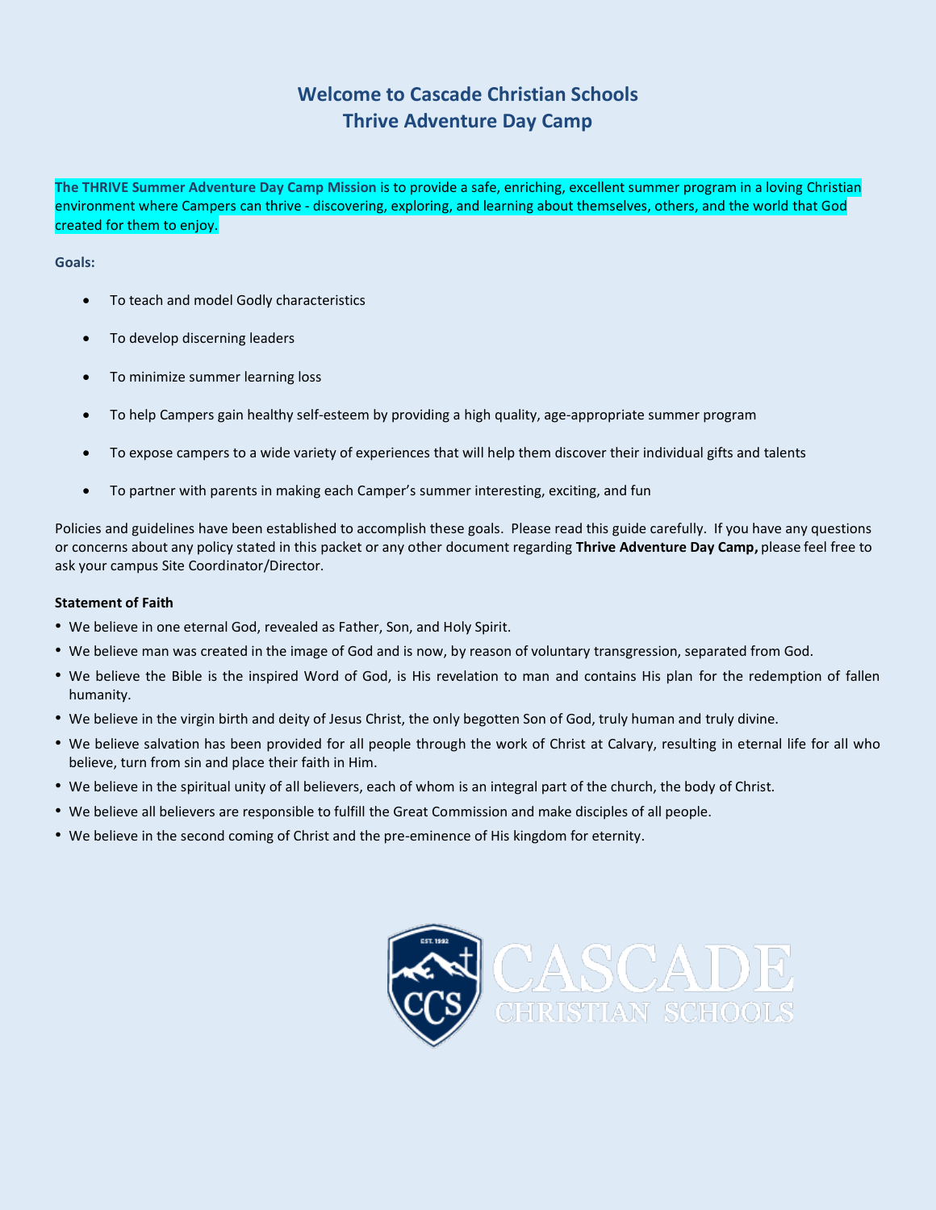# Welcome to Cascade Christian Schools
# Thrive Adventure Day Camp

**The THRIVE Summer Adventure Day Camp Mission** is to provide a safe, enriching, excellent summer program in a loving Christian environment where Campers can thrive - discovering, exploring, and learning about themselves, others, and the world that God created for them to enjoy.

**Goals:**

- To teach and model Godly characteristics
- To develop discerning leaders
- To minimize summer learning loss
- To help Campers gain healthy self-esteem by providing a high quality, age-appropriate summer program
- To expose campers to a wide variety of experiences that will help them discover their individual gifts and talents
- To partner with parents in making each Camper's summer interesting, exciting, and fun

Policies and guidelines have been established to accomplish these goals. Please read this guide carefully. If you have any questions or concerns about any policy stated in this packet or any other document regarding **Thrive Adventure Day Camp,** please feel free to ask your campus Site Coordinator/Director.

**Statement of Faith**

- We believe in one eternal God, revealed as Father, Son, and Holy Spirit.
- We believe man was created in the image of God and is now, by reason of voluntary transgression, separated from God.
- We believe the Bible is the inspired Word of God, is His revelation to man and contains His plan for the redemption of fallen humanity.
- We believe in the virgin birth and deity of Jesus Christ, the only begotten Son of God, truly human and truly divine.
- We believe salvation has been provided for all people through the work of Christ at Calvary, resulting in eternal life for all who believe, turn from sin and place their faith in Him.
- We believe in the spiritual unity of all believers, each of whom is an integral part of the church, the body of Christ.
- We believe all believers are responsible to fulfill the Great Commission and make disciples of all people.
- We believe in the second coming of Christ and the pre-eminence of His kingdom for eternity.

EST. 1992 CCS CASCADE CHRISTIAN SCHOOLS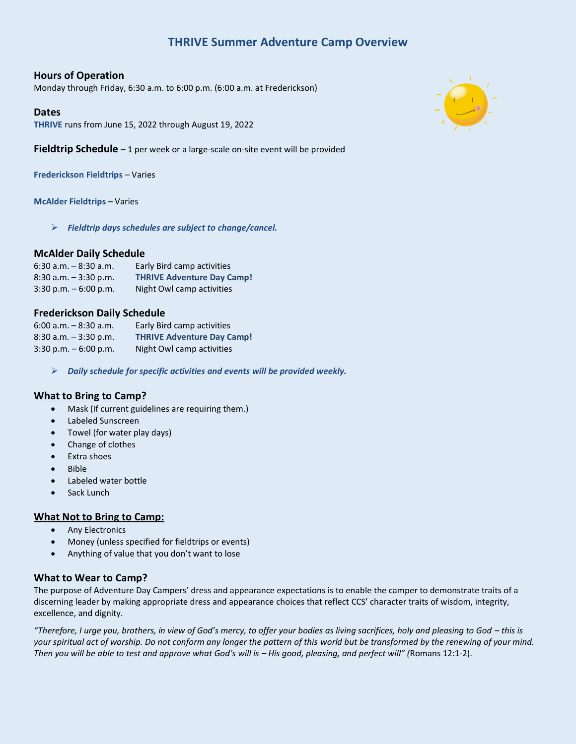# THRIVE Summer Adventure Camp Overview

### Hours of Operation

Monday through Friday, 6:30 a.m. to 6:00 p.m. (6:00 a.m. at Frederickson)

### Dates

**THRIVE** runs from June 15, 2022 through August 19, 2022

### Fieldtrip Schedule – 1 per week or a large-scale on-site event will be provided

**Frederickson Fieldtrips** – Varies

**McAlder Fieldtrips** – Varies

- ***Fieldtrip days schedules are subject to change/cancel.***

### McAlder Daily Schedule

| | |
|---|---|
| 6:30 a.m. – 8:30 a.m. | Early Bird camp activities |
| 8:30 a.m. – 3:30 p.m. | **THRIVE Adventure Day Camp!** |
| 3:30 p.m. – 6:00 p.m. | Night Owl camp activities |

### Frederickson Daily Schedule

| | |
|---|---|
| 6:00 a.m. – 8:30 a.m. | Early Bird camp activities |
| 8:30 a.m. – 3:30 p.m. | **THRIVE Adventure Day Camp!** |
| 3:30 p.m. – 6:00 p.m. | Night Owl camp activities |

- ***Daily schedule for specific activities and events will be provided weekly.***

### What to Bring to Camp?

- Mask (If current guidelines are requiring them.)
- Labeled Sunscreen
- Towel (for water play days)
- Change of clothes
- Extra shoes
- Bible
- Labeled water bottle
- Sack Lunch

### What Not to Bring to Camp:

- Any Electronics
- Money (unless specified for fieldtrips or events)
- Anything of value that you don't want to lose

### What to Wear to Camp?

The purpose of Adventure Day Campers' dress and appearance expectations is to enable the camper to demonstrate traits of a discerning leader by making appropriate dress and appearance choices that reflect CCS' character traits of wisdom, integrity, excellence, and dignity.

*"Therefore, I urge you, brothers, in view of God's mercy, to offer your bodies as living sacrifices, holy and pleasing to God – this is your spiritual act of worship. Do not conform any longer the pattern of this world but be transformed by the renewing of your mind. Then you will be able to test and approve what God's will is – His good, pleasing, and perfect will" (*Romans 12:1-2).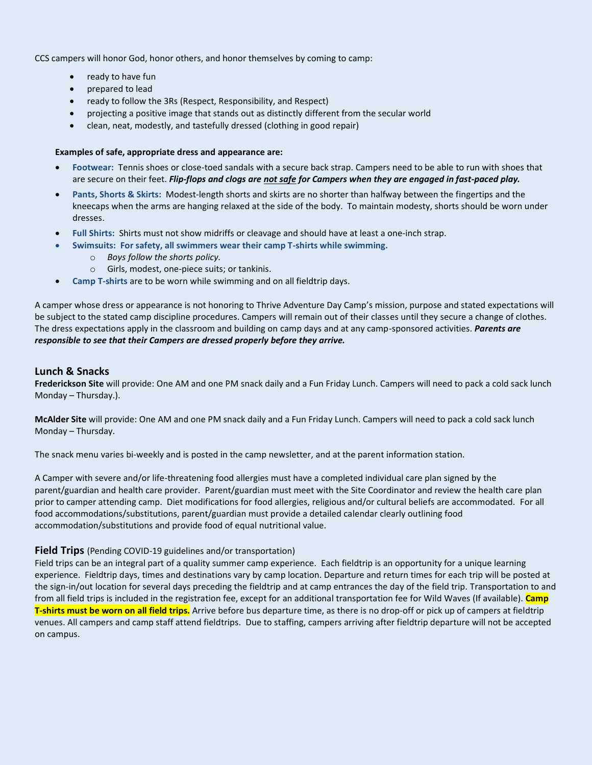CCS campers will honor God, honor others, and honor themselves by coming to camp:

- ready to have fun
- prepared to lead
- ready to follow the 3Rs (Respect, Responsibility, and Respect)
- projecting a positive image that stands out as distinctly different from the secular world
- clean, neat, modestly, and tastefully dressed (clothing in good repair)

**Examples of safe, appropriate dress and appearance are:**

- **Footwear:** Tennis shoes or close-toed sandals with a secure back strap. Campers need to be able to run with shoes that are secure on their feet. ***Flip-flops and clogs are <u>not safe</u> for Campers when they are engaged in fast-paced play.***
- **Pants, Shorts & Skirts:** Modest-length shorts and skirts are no shorter than halfway between the fingertips and the kneecaps when the arms are hanging relaxed at the side of the body. To maintain modesty, shorts should be worn under dresses.
- **Full Shirts:** Shirts must not show midriffs or cleavage and should have at least a one-inch strap.
- **Swimsuits: For safety, all swimmers wear their camp T-shirts while swimming.**
    - *Boys follow the shorts policy.*
    - Girls, modest, one-piece suits; or tankinis.
- **Camp T-shirts** are to be worn while swimming and on all fieldtrip days.

A camper whose dress or appearance is not honoring to Thrive Adventure Day Camp's mission, purpose and stated expectations will be subject to the stated camp discipline procedures. Campers will remain out of their classes until they secure a change of clothes. The dress expectations apply in the classroom and building on camp days and at any camp-sponsored activities. ***Parents are responsible to see that their Campers are dressed properly before they arrive.***

## Lunch & Snacks

**Frederickson Site** will provide: One AM and one PM snack daily and a Fun Friday Lunch. Campers will need to pack a cold sack lunch Monday – Thursday.).

**McAlder Site** will provide: One AM and one PM snack daily and a Fun Friday Lunch. Campers will need to pack a cold sack lunch Monday – Thursday.

The snack menu varies bi-weekly and is posted in the camp newsletter, and at the parent information station.

A Camper with severe and/or life-threatening food allergies must have a completed individual care plan signed by the parent/guardian and health care provider. Parent/guardian must meet with the Site Coordinator and review the health care plan prior to camper attending camp. Diet modifications for food allergies, religious and/or cultural beliefs are accommodated. For all food accommodations/substitutions, parent/guardian must provide a detailed calendar clearly outlining food accommodation/substitutions and provide food of equal nutritional value.

## Field Trips (Pending COVID-19 guidelines and/or transportation)

Field trips can be an integral part of a quality summer camp experience. Each fieldtrip is an opportunity for a unique learning experience. Fieldtrip days, times and destinations vary by camp location. Departure and return times for each trip will be posted at the sign-in/out location for several days preceding the fieldtrip and at camp entrances the day of the field trip. Transportation to and from all field trips is included in the registration fee, except for an additional transportation fee for Wild Waves (If available). **Camp T-shirts must be worn on all field trips.** Arrive before bus departure time, as there is no drop-off or pick up of campers at fieldtrip venues. All campers and camp staff attend fieldtrips. Due to staffing, campers arriving after fieldtrip departure will not be accepted on campus.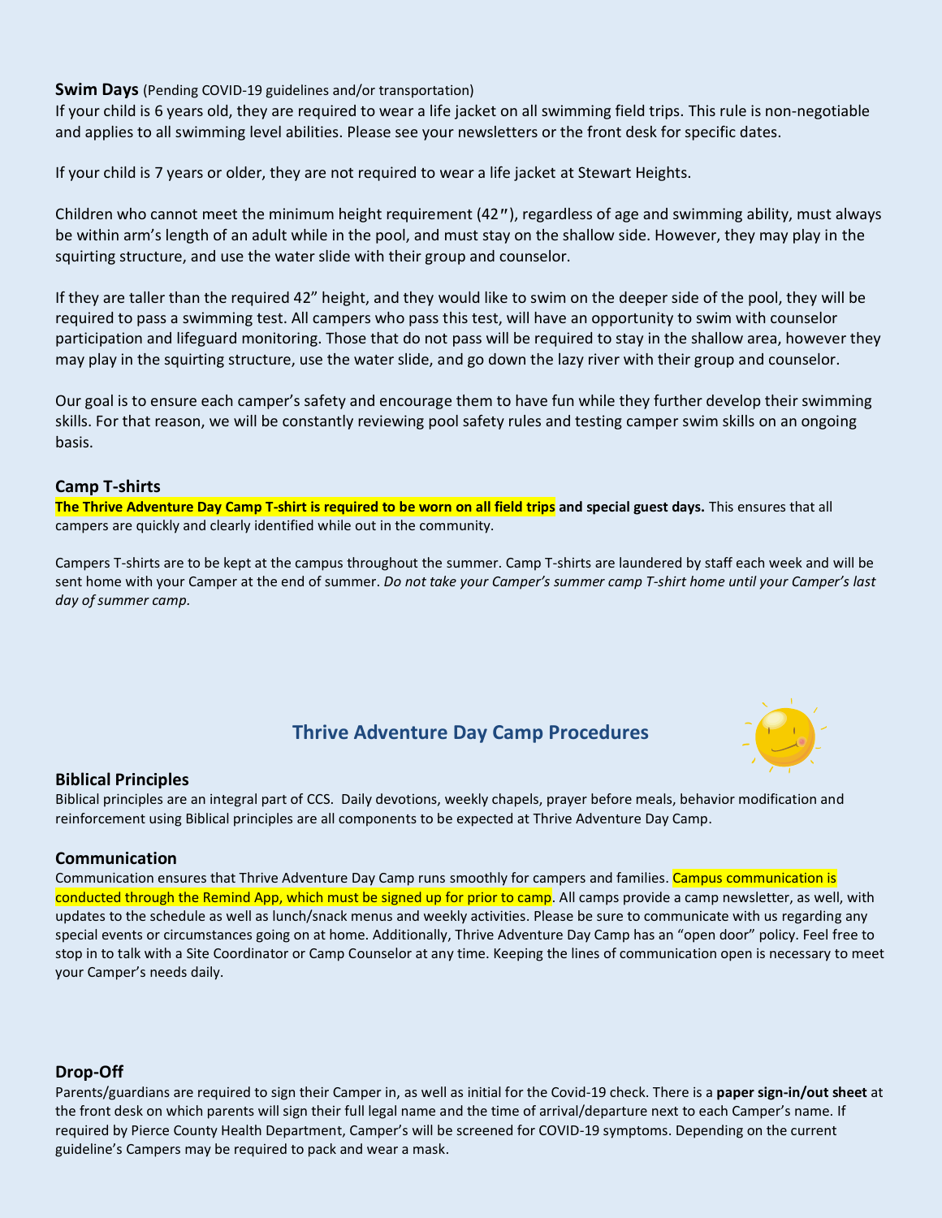### Swim Days (Pending COVID-19 guidelines and/or transportation)

If your child is 6 years old, they are required to wear a life jacket on all swimming field trips. This rule is non-negotiable and applies to all swimming level abilities. Please see your newsletters or the front desk for specific dates.

If your child is 7 years or older, they are not required to wear a life jacket at Stewart Heights.

Children who cannot meet the minimum height requirement (42″), regardless of age and swimming ability, must always be within arm's length of an adult while in the pool, and must stay on the shallow side. However, they may play in the squirting structure, and use the water slide with their group and counselor.

If they are taller than the required 42" height, and they would like to swim on the deeper side of the pool, they will be required to pass a swimming test. All campers who pass this test, will have an opportunity to swim with counselor participation and lifeguard monitoring. Those that do not pass will be required to stay in the shallow area, however they may play in the squirting structure, use the water slide, and go down the lazy river with their group and counselor.

Our goal is to ensure each camper's safety and encourage them to have fun while they further develop their swimming skills. For that reason, we will be constantly reviewing pool safety rules and testing camper swim skills on an ongoing basis.

### Camp T-shirts

**The Thrive Adventure Day Camp T-shirt is required to be worn on all field trips and special guest days.** This ensures that all campers are quickly and clearly identified while out in the community.

Campers T-shirts are to be kept at the campus throughout the summer. Camp T-shirts are laundered by staff each week and will be sent home with your Camper at the end of summer. *Do not take your Camper's summer camp T-shirt home until your Camper's last day of summer camp.*

## Thrive Adventure Day Camp Procedures

### Biblical Principles

Biblical principles are an integral part of CCS. Daily devotions, weekly chapels, prayer before meals, behavior modification and reinforcement using Biblical principles are all components to be expected at Thrive Adventure Day Camp.

### Communication

Communication ensures that Thrive Adventure Day Camp runs smoothly for campers and families. Campus communication is conducted through the Remind App, which must be signed up for prior to camp. All camps provide a camp newsletter, as well, with updates to the schedule as well as lunch/snack menus and weekly activities. Please be sure to communicate with us regarding any special events or circumstances going on at home. Additionally, Thrive Adventure Day Camp has an "open door" policy. Feel free to stop in to talk with a Site Coordinator or Camp Counselor at any time. Keeping the lines of communication open is necessary to meet your Camper's needs daily.

### Drop-Off

Parents/guardians are required to sign their Camper in, as well as initial for the Covid-19 check. There is a **paper sign-in/out sheet** at the front desk on which parents will sign their full legal name and the time of arrival/departure next to each Camper's name. If required by Pierce County Health Department, Camper's will be screened for COVID-19 symptoms. Depending on the current guideline's Campers may be required to pack and wear a mask.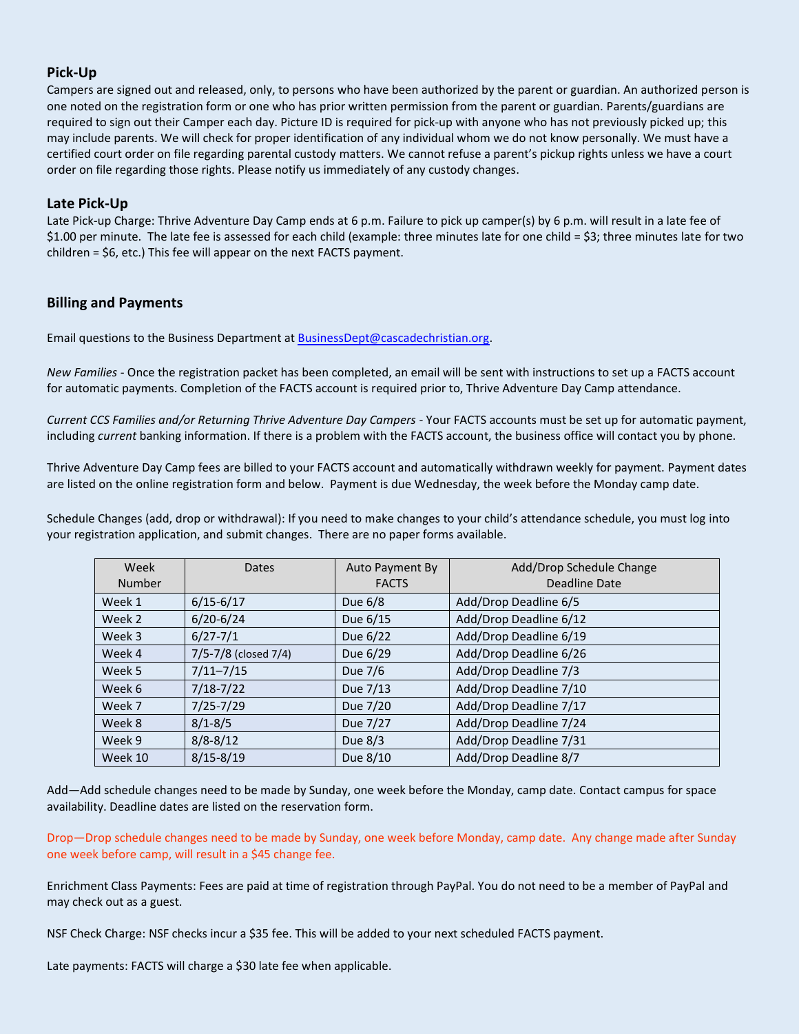## Pick-Up

Campers are signed out and released, only, to persons who have been authorized by the parent or guardian. An authorized person is one noted on the registration form or one who has prior written permission from the parent or guardian. Parents/guardians are required to sign out their Camper each day. Picture ID is required for pick-up with anyone who has not previously picked up; this may include parents. We will check for proper identification of any individual whom we do not know personally. We must have a certified court order on file regarding parental custody matters. We cannot refuse a parent's pickup rights unless we have a court order on file regarding those rights. Please notify us immediately of any custody changes.

## Late Pick-Up

Late Pick-up Charge: Thrive Adventure Day Camp ends at 6 p.m. Failure to pick up camper(s) by 6 p.m. will result in a late fee of $1.00 per minute. The late fee is assessed for each child (example: three minutes late for one child = $3; three minutes late for two children = $6, etc.) This fee will appear on the next FACTS payment.

## Billing and Payments

Email questions to the Business Department at BusinessDept@cascadechristian.org.

*New Families* - Once the registration packet has been completed, an email will be sent with instructions to set up a FACTS account for automatic payments. Completion of the FACTS account is required prior to, Thrive Adventure Day Camp attendance.

*Current CCS Families and/or Returning Thrive Adventure Day Campers* - Your FACTS accounts must be set up for automatic payment, including *current* banking information. If there is a problem with the FACTS account, the business office will contact you by phone.

Thrive Adventure Day Camp fees are billed to your FACTS account and automatically withdrawn weekly for payment. Payment dates are listed on the online registration form and below. Payment is due Wednesday, the week before the Monday camp date.

Schedule Changes (add, drop or withdrawal): If you need to make changes to your child's attendance schedule, you must log into your registration application, and submit changes. There are no paper forms available.

| Week Number | Dates | Auto Payment By FACTS | Add/Drop Schedule Change Deadline Date |
|---|---|---|---|
| Week 1 | 6/15-6/17 | Due 6/8 | Add/Drop Deadline 6/5 |
| Week 2 | 6/20-6/24 | Due 6/15 | Add/Drop Deadline 6/12 |
| Week 3 | 6/27-7/1 | Due 6/22 | Add/Drop Deadline 6/19 |
| Week 4 | 7/5-7/8 (closed 7/4) | Due 6/29 | Add/Drop Deadline 6/26 |
| Week 5 | 7/11–7/15 | Due 7/6 | Add/Drop Deadline 7/3 |
| Week 6 | 7/18-7/22 | Due 7/13 | Add/Drop Deadline 7/10 |
| Week 7 | 7/25-7/29 | Due 7/20 | Add/Drop Deadline 7/17 |
| Week 8 | 8/1-8/5 | Due 7/27 | Add/Drop Deadline 7/24 |
| Week 9 | 8/8-8/12 | Due 8/3 | Add/Drop Deadline 7/31 |
| Week 10 | 8/15-8/19 | Due 8/10 | Add/Drop Deadline 8/7 |

Add—Add schedule changes need to be made by Sunday, one week before the Monday, camp date. Contact campus for space availability. Deadline dates are listed on the reservation form.

Drop—Drop schedule changes need to be made by Sunday, one week before Monday, camp date. Any change made after Sunday one week before camp, will result in a $45 change fee.

Enrichment Class Payments: Fees are paid at time of registration through PayPal. You do not need to be a member of PayPal and may check out as a guest.

NSF Check Charge: NSF checks incur a $35 fee. This will be added to your next scheduled FACTS payment.

Late payments: FACTS will charge a $30 late fee when applicable.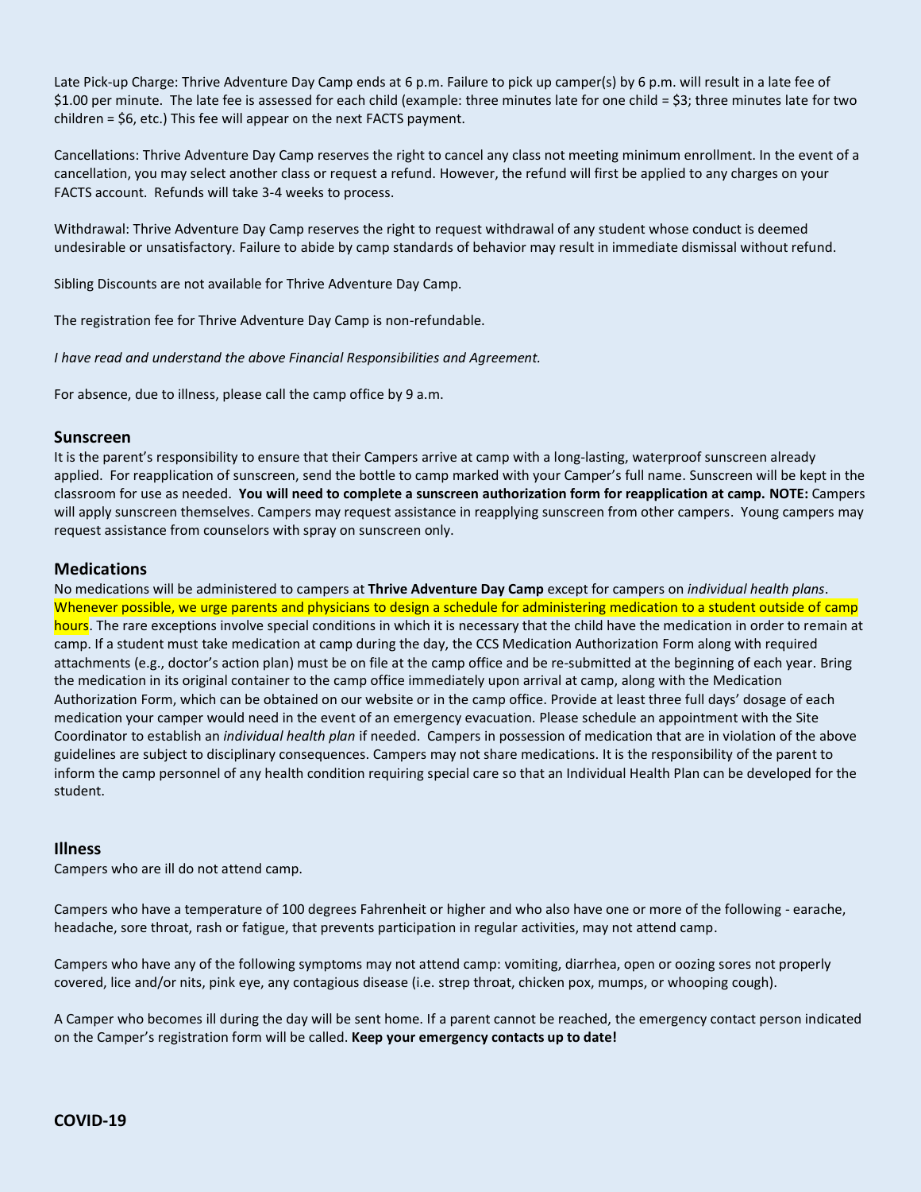Late Pick-up Charge: Thrive Adventure Day Camp ends at 6 p.m. Failure to pick up camper(s) by 6 p.m. will result in a late fee of $1.00 per minute. The late fee is assessed for each child (example: three minutes late for one child = $3; three minutes late for two children = $6, etc.) This fee will appear on the next FACTS payment.

Cancellations: Thrive Adventure Day Camp reserves the right to cancel any class not meeting minimum enrollment. In the event of a cancellation, you may select another class or request a refund. However, the refund will first be applied to any charges on your FACTS account. Refunds will take 3-4 weeks to process.

Withdrawal: Thrive Adventure Day Camp reserves the right to request withdrawal of any student whose conduct is deemed undesirable or unsatisfactory. Failure to abide by camp standards of behavior may result in immediate dismissal without refund.

Sibling Discounts are not available for Thrive Adventure Day Camp.

The registration fee for Thrive Adventure Day Camp is non-refundable.

*I have read and understand the above Financial Responsibilities and Agreement.*

For absence, due to illness, please call the camp office by 9 a.m.

### Sunscreen

It is the parent's responsibility to ensure that their Campers arrive at camp with a long-lasting, waterproof sunscreen already applied. For reapplication of sunscreen, send the bottle to camp marked with your Camper's full name. Sunscreen will be kept in the classroom for use as needed. **You will need to complete a sunscreen authorization form for reapplication at camp. NOTE:** Campers will apply sunscreen themselves. Campers may request assistance in reapplying sunscreen from other campers. Young campers may request assistance from counselors with spray on sunscreen only.

### Medications

No medications will be administered to campers at **Thrive Adventure Day Camp** except for campers on *individual health plans*. Whenever possible, we urge parents and physicians to design a schedule for administering medication to a student outside of camp hours. The rare exceptions involve special conditions in which it is necessary that the child have the medication in order to remain at camp. If a student must take medication at camp during the day, the CCS Medication Authorization Form along with required attachments (e.g., doctor's action plan) must be on file at the camp office and be re-submitted at the beginning of each year. Bring the medication in its original container to the camp office immediately upon arrival at camp, along with the Medication Authorization Form, which can be obtained on our website or in the camp office. Provide at least three full days' dosage of each medication your camper would need in the event of an emergency evacuation. Please schedule an appointment with the Site Coordinator to establish an *individual health plan* if needed. Campers in possession of medication that are in violation of the above guidelines are subject to disciplinary consequences. Campers may not share medications. It is the responsibility of the parent to inform the camp personnel of any health condition requiring special care so that an Individual Health Plan can be developed for the student.

### Illness

Campers who are ill do not attend camp.

Campers who have a temperature of 100 degrees Fahrenheit or higher and who also have one or more of the following - earache, headache, sore throat, rash or fatigue, that prevents participation in regular activities, may not attend camp.

Campers who have any of the following symptoms may not attend camp: vomiting, diarrhea, open or oozing sores not properly covered, lice and/or nits, pink eye, any contagious disease (i.e. strep throat, chicken pox, mumps, or whooping cough).

A Camper who becomes ill during the day will be sent home. If a parent cannot be reached, the emergency contact person indicated on the Camper's registration form will be called. **Keep your emergency contacts up to date!**

### COVID-19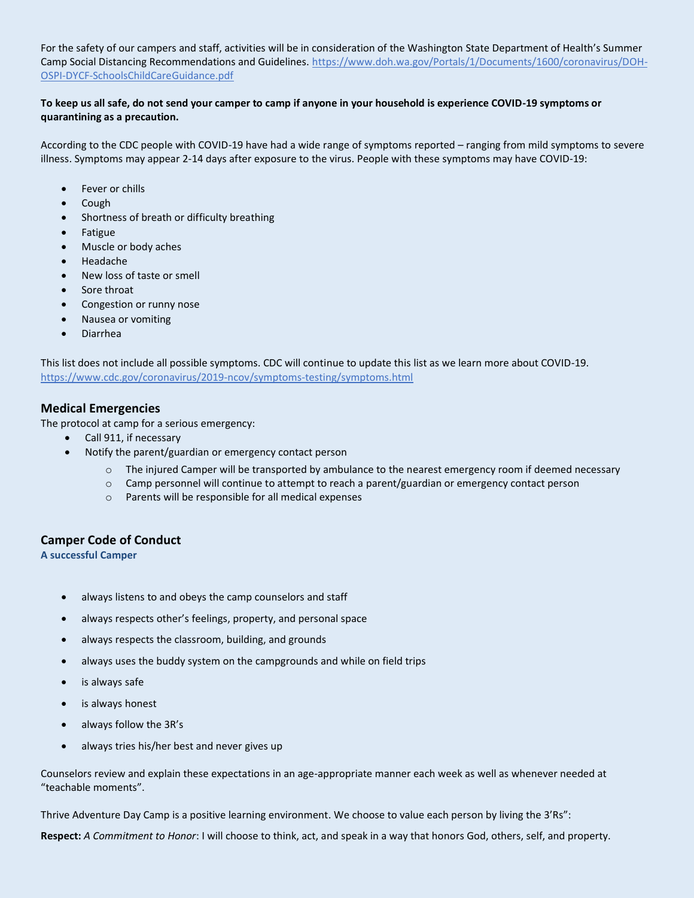For the safety of our campers and staff, activities will be in consideration of the Washington State Department of Health's Summer Camp Social Distancing Recommendations and Guidelines. [https://www.doh.wa.gov/Portals/1/Documents/1600/coronavirus/DOH-OSPI-DYCF-SchoolsChildCareGuidance.pdf](https://www.doh.wa.gov/Portals/1/Documents/1600/coronavirus/DOH-OSPI-DYCF-SchoolsChildCareGuidance.pdf)

**To keep us all safe, do not send your camper to camp if anyone in your household is experience COVID-19 symptoms or quarantining as a precaution.**

According to the CDC people with COVID-19 have had a wide range of symptoms reported – ranging from mild symptoms to severe illness. Symptoms may appear 2-14 days after exposure to the virus. People with these symptoms may have COVID-19:

- Fever or chills
- Cough
- Shortness of breath or difficulty breathing
- Fatigue
- Muscle or body aches
- Headache
- New loss of taste or smell
- Sore throat
- Congestion or runny nose
- Nausea or vomiting
- Diarrhea

This list does not include all possible symptoms. CDC will continue to update this list as we learn more about COVID-19. [https://www.cdc.gov/coronavirus/2019-ncov/symptoms-testing/symptoms.html](https://www.cdc.gov/coronavirus/2019-ncov/symptoms-testing/symptoms.html)

## Medical Emergencies

The protocol at camp for a serious emergency:

- Call 911, if necessary
- Notify the parent/guardian or emergency contact person
  - The injured Camper will be transported by ambulance to the nearest emergency room if deemed necessary
  - Camp personnel will continue to attempt to reach a parent/guardian or emergency contact person
  - Parents will be responsible for all medical expenses

## Camper Code of Conduct

### A successful Camper

- always listens to and obeys the camp counselors and staff
- always respects other's feelings, property, and personal space
- always respects the classroom, building, and grounds
- always uses the buddy system on the campgrounds and while on field trips
- is always safe
- is always honest
- always follow the 3R's
- always tries his/her best and never gives up

Counselors review and explain these expectations in an age-appropriate manner each week as well as whenever needed at "teachable moments".

Thrive Adventure Day Camp is a positive learning environment. We choose to value each person by living the 3'Rs":

**Respect:** *A Commitment to Honor*: I will choose to think, act, and speak in a way that honors God, others, self, and property.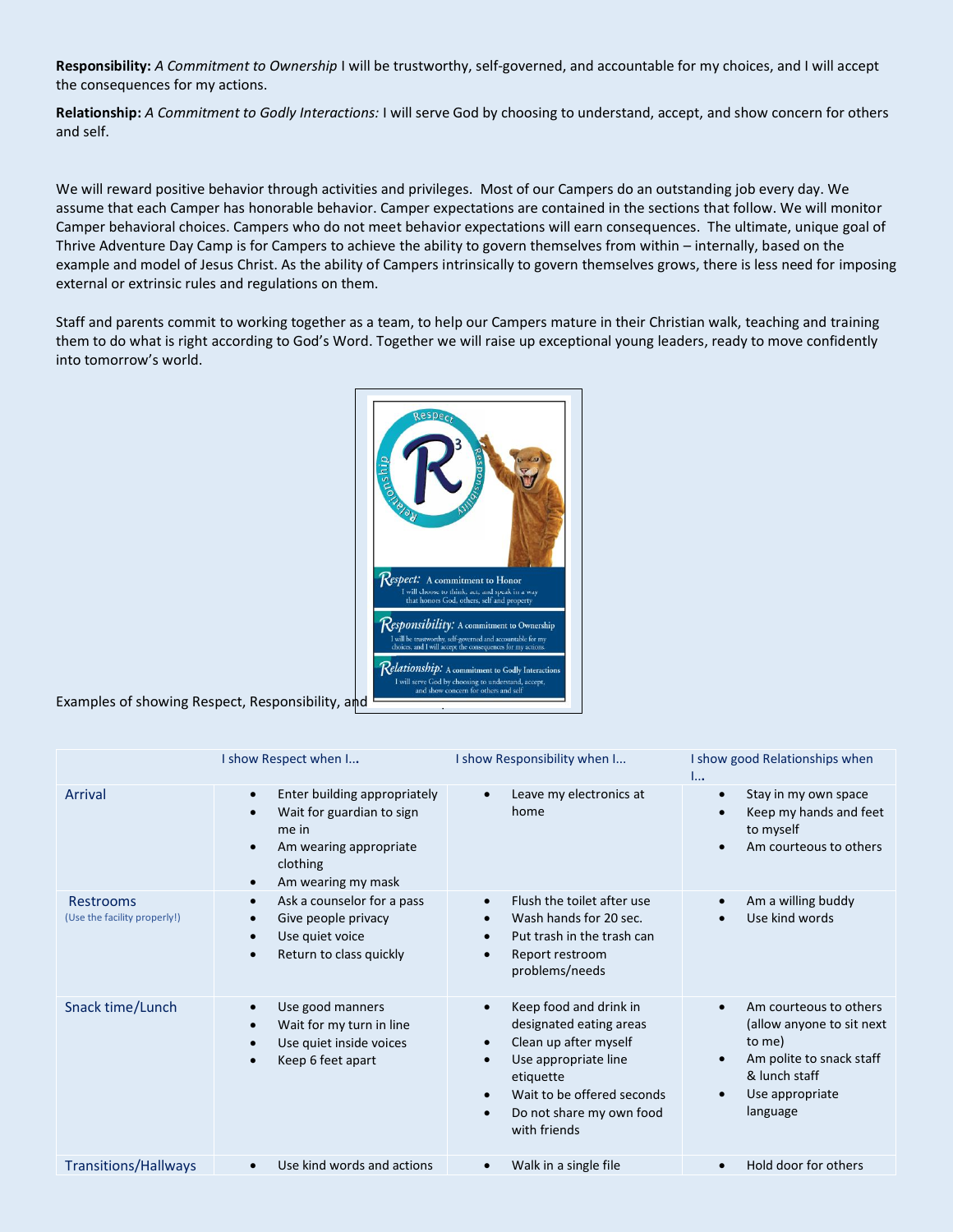**Responsibility:** *A Commitment to Ownership* I will be trustworthy, self-governed, and accountable for my choices, and I will accept the consequences for my actions.

**Relationship:** *A Commitment to Godly Interactions:* I will serve God by choosing to understand, accept, and show concern for others and self.

We will reward positive behavior through activities and privileges. Most of our Campers do an outstanding job every day. We assume that each Camper has honorable behavior. Camper expectations are contained in the sections that follow. We will monitor Camper behavioral choices. Campers who do not meet behavior expectations will earn consequences. The ultimate, unique goal of Thrive Adventure Day Camp is for Campers to achieve the ability to govern themselves from within – internally, based on the example and model of Jesus Christ. As the ability of Campers intrinsically to govern themselves grows, there is less need for imposing external or extrinsic rules and regulations on them.

Staff and parents commit to working together as a team, to help our Campers mature in their Christian walk, teaching and training them to do what is right according to God's Word. Together we will raise up exceptional young leaders, ready to move confidently into tomorrow's world.

Examples of showing Respect, Responsibility, and

| | I show Respect when I... | I show Responsibility when I... | I show good Relationships when I... |
|---|---|---|---|
| Arrival | • Enter building appropriately<br>• Wait for guardian to sign me in<br>• Am wearing appropriate clothing<br>• Am wearing my mask | • Leave my electronics at home | • Stay in my own space<br>• Keep my hands and feet to myself<br>• Am courteous to others |
| Restrooms (Use the facility properly!) | • Ask a counselor for a pass<br>• Give people privacy<br>• Use quiet voice<br>• Return to class quickly | • Flush the toilet after use<br>• Wash hands for 20 sec.<br>• Put trash in the trash can<br>• Report restroom problems/needs | • Am a willing buddy<br>• Use kind words |
| Snack time/Lunch | • Use good manners<br>• Wait for my turn in line<br>• Use quiet inside voices<br>• Keep 6 feet apart | • Keep food and drink in designated eating areas<br>• Clean up after myself<br>• Use appropriate line etiquette<br>• Wait to be offered seconds<br>• Do not share my own food with friends | • Am courteous to others (allow anyone to sit next to me)<br>• Am polite to snack staff & lunch staff<br>• Use appropriate language |
| Transitions/Hallways | • Use kind words and actions | • Walk in a single file | • Hold door for others |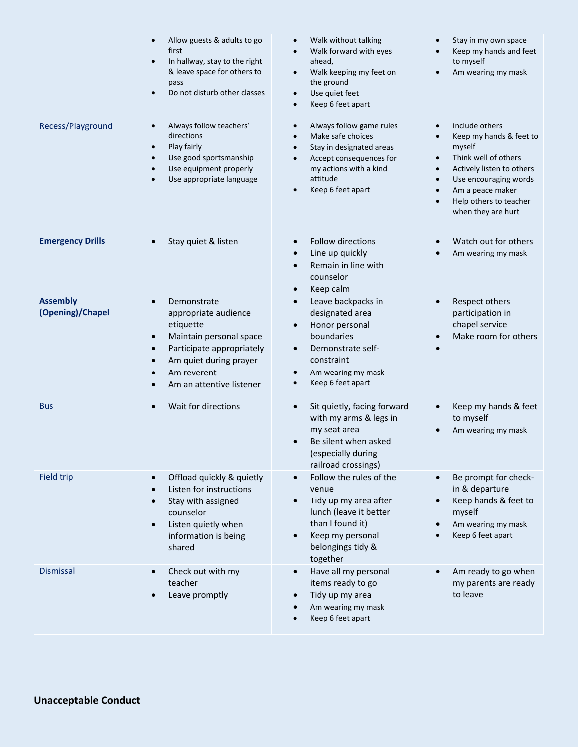| | | | |
|---|---|---|---|
| | • Allow guests & adults to go first<br>• In hallway, stay to the right & leave space for others to pass<br>• Do not disturb other classes | • Walk without talking<br>• Walk forward with eyes ahead,<br>• Walk keeping my feet on the ground<br>• Use quiet feet<br>• Keep 6 feet apart | • Stay in my own space<br>• Keep my hands and feet to myself<br>• Am wearing my mask |
| Recess/Playground | • Always follow teachers' directions<br>• Play fairly<br>• Use good sportsmanship<br>• Use equipment properly<br>• Use appropriate language | • Always follow game rules<br>• Make safe choices<br>• Stay in designated areas<br>• Accept consequences for my actions with a kind attitude<br>• Keep 6 feet apart | • Include others<br>• Keep my hands & feet to myself<br>• Think well of others<br>• Actively listen to others<br>• Use encouraging words<br>• Am a peace maker<br>• Help others to teacher when they are hurt |
| **Emergency Drills** | • Stay quiet & listen | • Follow directions<br>• Line up quickly<br>• Remain in line with counselor<br>• Keep calm | • Watch out for others<br>• Am wearing my mask |
| **Assembly (Opening)/Chapel** | • Demonstrate appropriate audience etiquette<br>• Maintain personal space<br>• Participate appropriately<br>• Am quiet during prayer<br>• Am reverent<br>• Am an attentive listener | • Leave backpacks in designated area<br>• Honor personal boundaries<br>• Demonstrate self-constraint<br>• Am wearing my mask<br>• Keep 6 feet apart | • Respect others participation in chapel service<br>• Make room for others<br>• |
| Bus | • Wait for directions | • Sit quietly, facing forward with my arms & legs in my seat area<br>• Be silent when asked (especially during railroad crossings) | • Keep my hands & feet to myself<br>• Am wearing my mask |
| Field trip | • Offload quickly & quietly<br>• Listen for instructions<br>• Stay with assigned counselor<br>• Listen quietly when information is being shared | • Follow the rules of the venue<br>• Tidy up my area after lunch (leave it better than I found it)<br>• Keep my personal belongings tidy & together | • Be prompt for check-in & departure<br>• Keep hands & feet to myself<br>• Am wearing my mask<br>• Keep 6 feet apart |
| Dismissal | • Check out with my teacher<br>• Leave promptly | • Have all my personal items ready to go<br>• Tidy up my area<br>• Am wearing my mask<br>• Keep 6 feet apart | • Am ready to go when my parents are ready to leave |

**Unacceptable Conduct**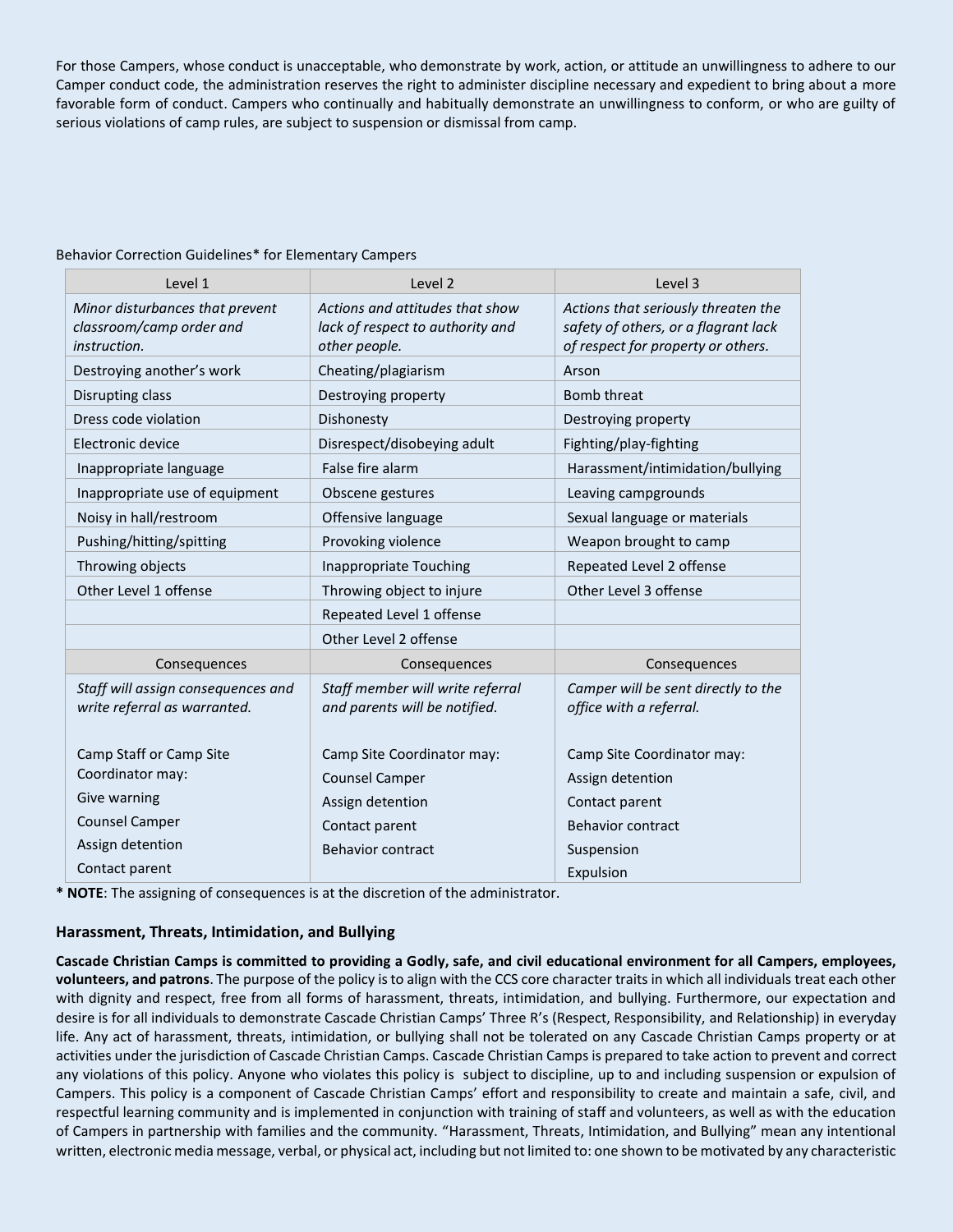For those Campers, whose conduct is unacceptable, who demonstrate by work, action, or attitude an unwillingness to adhere to our Camper conduct code, the administration reserves the right to administer discipline necessary and expedient to bring about a more favorable form of conduct. Campers who continually and habitually demonstrate an unwillingness to conform, or who are guilty of serious violations of camp rules, are subject to suspension or dismissal from camp.

Behavior Correction Guidelines* for Elementary Campers

| Level 1 | Level 2 | Level 3 |
|---|---|---|
| *Minor disturbances that prevent classroom/camp order and instruction.* | *Actions and attitudes that show lack of respect to authority and other people.* | *Actions that seriously threaten the safety of others, or a flagrant lack of respect for property or others.* |
| Destroying another's work | Cheating/plagiarism | Arson |
| Disrupting class | Destroying property | Bomb threat |
| Dress code violation | Dishonesty | Destroying property |
| Electronic device | Disrespect/disobeying adult | Fighting/play-fighting |
| Inappropriate language | False fire alarm | Harassment/intimidation/bullying |
| Inappropriate use of equipment | Obscene gestures | Leaving campgrounds |
| Noisy in hall/restroom | Offensive language | Sexual language or materials |
| Pushing/hitting/spitting | Provoking violence | Weapon brought to camp |
| Throwing objects | Inappropriate Touching | Repeated Level 2 offense |
| Other Level 1 offense | Throwing object to injure | Other Level 3 offense |
| | Repeated Level 1 offense | |
| | Other Level 2 offense | |
| **Consequences** | **Consequences** | **Consequences** |
| *Staff will assign consequences and write referral as warranted.* | *Staff member will write referral and parents will be notified.* | *Camper will be sent directly to the office with a referral.* |
| Camp Staff or Camp Site Coordinator may:<br>Give warning<br>Counsel Camper<br>Assign detention<br>Contact parent | Camp Site Coordinator may:<br>Counsel Camper<br>Assign detention<br>Contact parent<br>Behavior contract | Camp Site Coordinator may:<br>Assign detention<br>Contact parent<br>Behavior contract<br>Suspension<br>Expulsion |

**\* NOTE**: The assigning of consequences is at the discretion of the administrator.

### Harassment, Threats, Intimidation, and Bullying

**Cascade Christian Camps is committed to providing a Godly, safe, and civil educational environment for all Campers, employees, volunteers, and patrons**. The purpose of the policy is to align with the CCS core character traits in which all individuals treat each other with dignity and respect, free from all forms of harassment, threats, intimidation, and bullying. Furthermore, our expectation and desire is for all individuals to demonstrate Cascade Christian Camps' Three R's (Respect, Responsibility, and Relationship) in everyday life. Any act of harassment, threats, intimidation, or bullying shall not be tolerated on any Cascade Christian Camps property or at activities under the jurisdiction of Cascade Christian Camps. Cascade Christian Camps is prepared to take action to prevent and correct any violations of this policy. Anyone who violates this policy is subject to discipline, up to and including suspension or expulsion of Campers. This policy is a component of Cascade Christian Camps' effort and responsibility to create and maintain a safe, civil, and respectful learning community and is implemented in conjunction with training of staff and volunteers, as well as with the education of Campers in partnership with families and the community. "Harassment, Threats, Intimidation, and Bullying" mean any intentional written, electronic media message, verbal, or physical act, including but not limited to: one shown to be motivated by any characteristic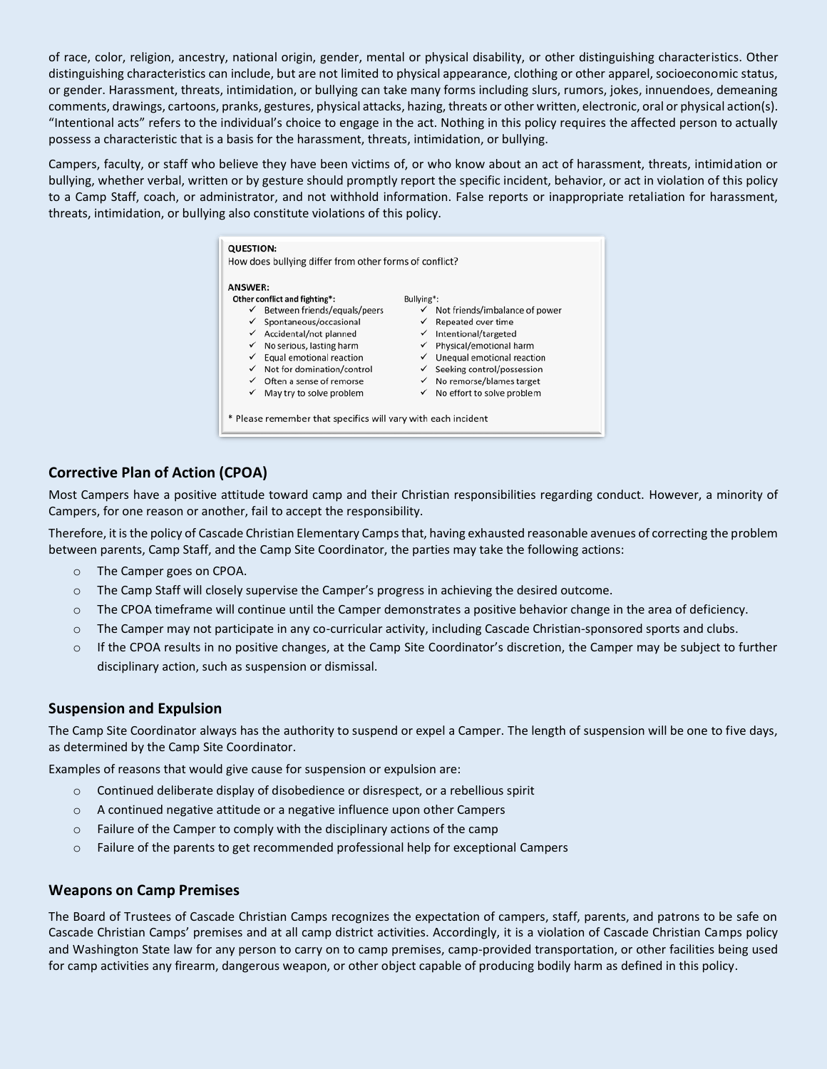of race, color, religion, ancestry, national origin, gender, mental or physical disability, or other distinguishing characteristics. Other distinguishing characteristics can include, but are not limited to physical appearance, clothing or other apparel, socioeconomic status, or gender. Harassment, threats, intimidation, or bullying can take many forms including slurs, rumors, jokes, innuendoes, demeaning comments, drawings, cartoons, pranks, gestures, physical attacks, hazing, threats or other written, electronic, oral or physical action(s). "Intentional acts" refers to the individual's choice to engage in the act. Nothing in this policy requires the affected person to actually possess a characteristic that is a basis for the harassment, threats, intimidation, or bullying.

Campers, faculty, or staff who believe they have been victims of, or who know about an act of harassment, threats, intimidation or bullying, whether verbal, written or by gesture should promptly report the specific incident, behavior, or act in violation of this policy to a Camp Staff, coach, or administrator, and not withhold information. False reports or inappropriate retaliation for harassment, threats, intimidation, or bullying also constitute violations of this policy.

**QUESTION:**
How does bullying differ from other forms of conflict?

**ANSWER:**

| Other conflict and fighting*: | Bullying*: |
|---|---|
| ✓ Between friends/equals/peers | ✓ Not friends/imbalance of power |
| ✓ Spontaneous/occasional | ✓ Repeated over time |
| ✓ Accidental/not planned | ✓ Intentional/targeted |
| ✓ No serious, lasting harm | ✓ Physical/emotional harm |
| ✓ Equal emotional reaction | ✓ Unequal emotional reaction |
| ✓ Not for domination/control | ✓ Seeking control/possession |
| ✓ Often a sense of remorse | ✓ No remorse/blames target |
| ✓ May try to solve problem | ✓ No effort to solve problem |

* Please remember that specifics will vary with each incident

## Corrective Plan of Action (CPOA)

Most Campers have a positive attitude toward camp and their Christian responsibilities regarding conduct. However, a minority of Campers, for one reason or another, fail to accept the responsibility.

Therefore, it is the policy of Cascade Christian Elementary Camps that, having exhausted reasonable avenues of correcting the problem between parents, Camp Staff, and the Camp Site Coordinator, the parties may take the following actions:

- The Camper goes on CPOA.
- The Camp Staff will closely supervise the Camper's progress in achieving the desired outcome.
- The CPOA timeframe will continue until the Camper demonstrates a positive behavior change in the area of deficiency.
- The Camper may not participate in any co-curricular activity, including Cascade Christian-sponsored sports and clubs.
- If the CPOA results in no positive changes, at the Camp Site Coordinator's discretion, the Camper may be subject to further disciplinary action, such as suspension or dismissal.

## Suspension and Expulsion

The Camp Site Coordinator always has the authority to suspend or expel a Camper. The length of suspension will be one to five days, as determined by the Camp Site Coordinator.

Examples of reasons that would give cause for suspension or expulsion are:

- Continued deliberate display of disobedience or disrespect, or a rebellious spirit
- A continued negative attitude or a negative influence upon other Campers
- Failure of the Camper to comply with the disciplinary actions of the camp
- Failure of the parents to get recommended professional help for exceptional Campers

## Weapons on Camp Premises

The Board of Trustees of Cascade Christian Camps recognizes the expectation of campers, staff, parents, and patrons to be safe on Cascade Christian Camps' premises and at all camp district activities. Accordingly, it is a violation of Cascade Christian Camps policy and Washington State law for any person to carry on to camp premises, camp-provided transportation, or other facilities being used for camp activities any firearm, dangerous weapon, or other object capable of producing bodily harm as defined in this policy.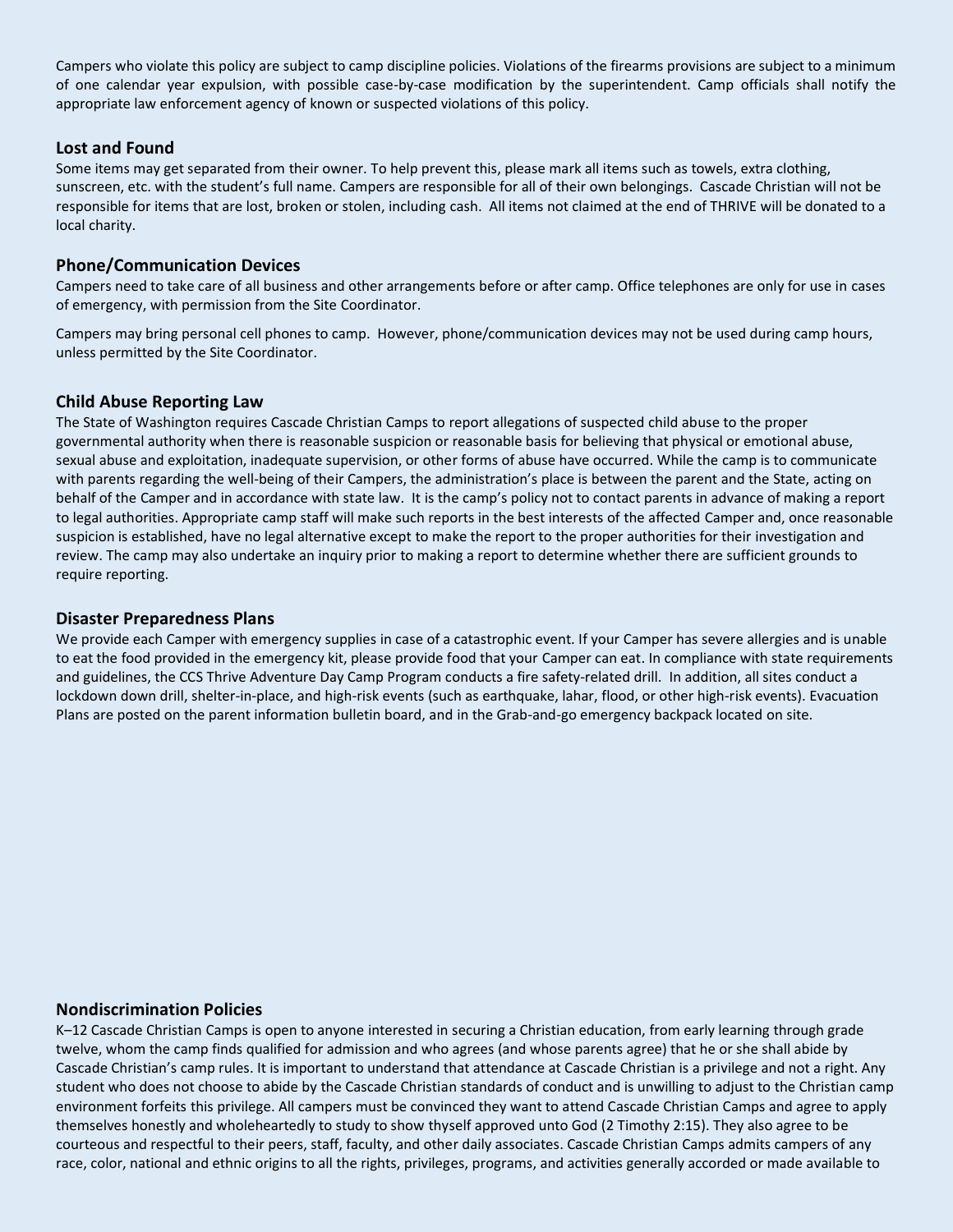Campers who violate this policy are subject to camp discipline policies. Violations of the firearms provisions are subject to a minimum of one calendar year expulsion, with possible case-by-case modification by the superintendent. Camp officials shall notify the appropriate law enforcement agency of known or suspected violations of this policy.

## Lost and Found

Some items may get separated from their owner. To help prevent this, please mark all items such as towels, extra clothing, sunscreen, etc. with the student's full name. Campers are responsible for all of their own belongings. Cascade Christian will not be responsible for items that are lost, broken or stolen, including cash. All items not claimed at the end of THRIVE will be donated to a local charity.

## Phone/Communication Devices

Campers need to take care of all business and other arrangements before or after camp. Office telephones are only for use in cases of emergency, with permission from the Site Coordinator.

Campers may bring personal cell phones to camp. However, phone/communication devices may not be used during camp hours, unless permitted by the Site Coordinator.

## Child Abuse Reporting Law

The State of Washington requires Cascade Christian Camps to report allegations of suspected child abuse to the proper governmental authority when there is reasonable suspicion or reasonable basis for believing that physical or emotional abuse, sexual abuse and exploitation, inadequate supervision, or other forms of abuse have occurred. While the camp is to communicate with parents regarding the well-being of their Campers, the administration's place is between the parent and the State, acting on behalf of the Camper and in accordance with state law. It is the camp's policy not to contact parents in advance of making a report to legal authorities. Appropriate camp staff will make such reports in the best interests of the affected Camper and, once reasonable suspicion is established, have no legal alternative except to make the report to the proper authorities for their investigation and review. The camp may also undertake an inquiry prior to making a report to determine whether there are sufficient grounds to require reporting.

## Disaster Preparedness Plans

We provide each Camper with emergency supplies in case of a catastrophic event. If your Camper has severe allergies and is unable to eat the food provided in the emergency kit, please provide food that your Camper can eat. In compliance with state requirements and guidelines, the CCS Thrive Adventure Day Camp Program conducts a fire safety-related drill. In addition, all sites conduct a lockdown down drill, shelter-in-place, and high-risk events (such as earthquake, lahar, flood, or other high-risk events). Evacuation Plans are posted on the parent information bulletin board, and in the Grab-and-go emergency backpack located on site.

## Nondiscrimination Policies

K–12 Cascade Christian Camps is open to anyone interested in securing a Christian education, from early learning through grade twelve, whom the camp finds qualified for admission and who agrees (and whose parents agree) that he or she shall abide by Cascade Christian's camp rules. It is important to understand that attendance at Cascade Christian is a privilege and not a right. Any student who does not choose to abide by the Cascade Christian standards of conduct and is unwilling to adjust to the Christian camp environment forfeits this privilege. All campers must be convinced they want to attend Cascade Christian Camps and agree to apply themselves honestly and wholeheartedly to study to show thyself approved unto God (2 Timothy 2:15). They also agree to be courteous and respectful to their peers, staff, faculty, and other daily associates. Cascade Christian Camps admits campers of any race, color, national and ethnic origins to all the rights, privileges, programs, and activities generally accorded or made available to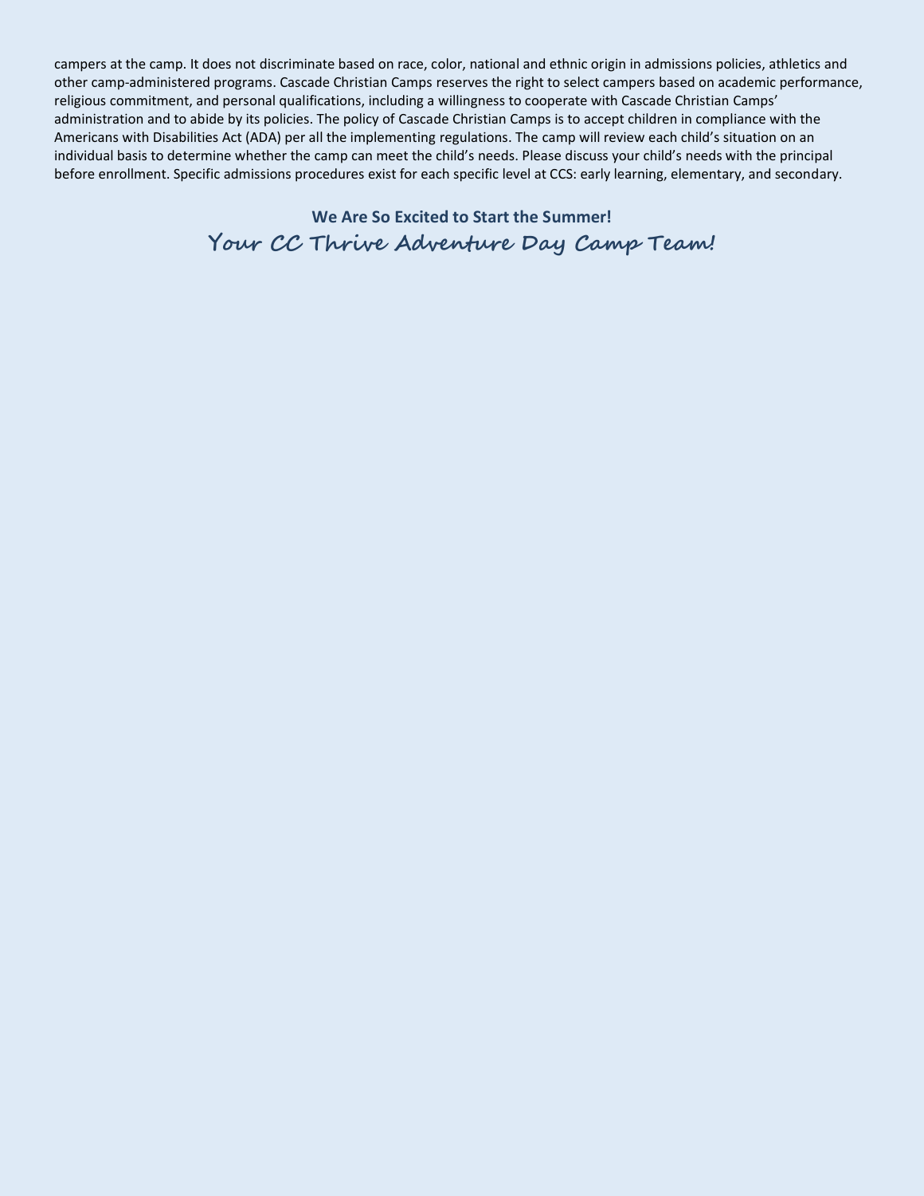campers at the camp. It does not discriminate based on race, color, national and ethnic origin in admissions policies, athletics and other camp-administered programs. Cascade Christian Camps reserves the right to select campers based on academic performance, religious commitment, and personal qualifications, including a willingness to cooperate with Cascade Christian Camps' administration and to abide by its policies. The policy of Cascade Christian Camps is to accept children in compliance with the Americans with Disabilities Act (ADA) per all the implementing regulations. The camp will review each child's situation on an individual basis to determine whether the camp can meet the child's needs. Please discuss your child's needs with the principal before enrollment. Specific admissions procedures exist for each specific level at CCS: early learning, elementary, and secondary.

**We Are So Excited to Start the Summer!**

**Your CC Thrive Adventure Day Camp Team!**